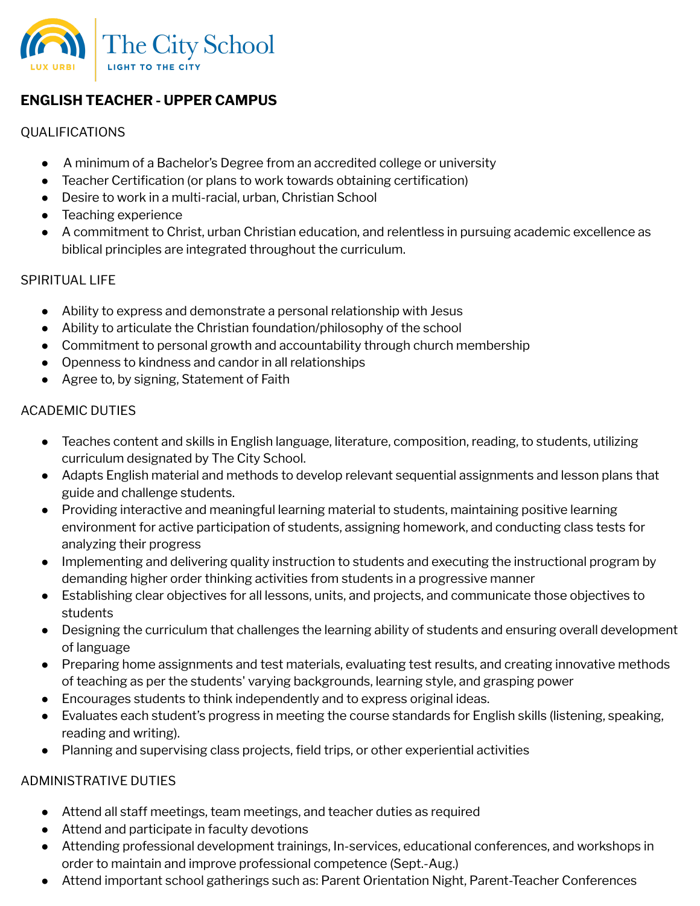The City School

LUX URBI

LIGHT TO THE CITY

**ENGLISH TEACHER - UPPER CAMPUS**

QUALIFICATIONS

- A minimum of a Bachelor's Degree from an accredited college or university
- Teacher Certification (or plans to work towards obtaining certification)
- Desire to work in a multi-racial, urban, Christian School
- Teaching experience
- A commitment to Christ, urban Christian education, and relentless in pursuing academic excellence as biblical principles are integrated throughout the curriculum.

SPIRITUAL LIFE

- Ability to express and demonstrate a personal relationship with Jesus
- Ability to articulate the Christian foundation/philosophy of the school
- Commitment to personal growth and accountability through church membership
- Openness to kindness and candor in all relationships
- Agree to, by signing, Statement of Faith

ACADEMIC DUTIES

- Teaches content and skills in English language, literature, composition, reading, to students, utilizing curriculum designated by The City School.
- Adapts English material and methods to develop relevant sequential assignments and lesson plans that guide and challenge students.
- Providing interactive and meaningful learning material to students, maintaining positive learning environment for active participation of students, assigning homework, and conducting class tests for analyzing their progress
- Implementing and delivering quality instruction to students and executing the instructional program by demanding higher order thinking activities from students in a progressive manner
- Establishing clear objectives for all lessons, units, and projects, and communicate those objectives to students
- Designing the curriculum that challenges the learning ability of students and ensuring overall development of language
- Preparing home assignments and test materials, evaluating test results, and creating innovative methods of teaching as per the students' varying backgrounds, learning style, and grasping power
- Encourages students to think independently and to express original ideas.
- Evaluates each student's progress in meeting the course standards for English skills (listening, speaking, reading and writing).
- Planning and supervising class projects, field trips, or other experiential activities

ADMINISTRATIVE DUTIES

- Attend all staff meetings, team meetings, and teacher duties as required
- Attend and participate in faculty devotions
- Attending professional development trainings, In-services, educational conferences, and workshops in order to maintain and improve professional competence (Sept.-Aug.)
- Attend important school gatherings such as: Parent Orientation Night, Parent-Teacher Conferences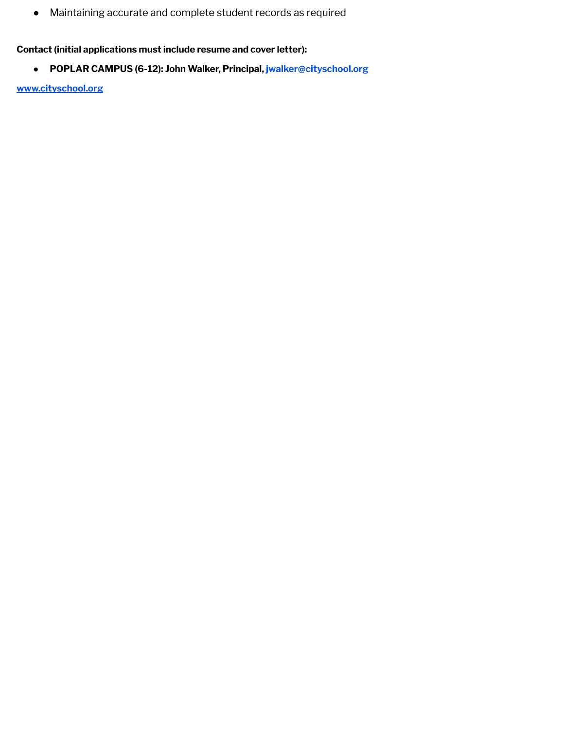- Maintaining accurate and complete student records as required

**Contact (initial applications must include resume and cover letter):**

- **POPLAR CAMPUS (6-12): John Walker, Principal, jwalker@cityschool.org**

**www.cityschool.org**